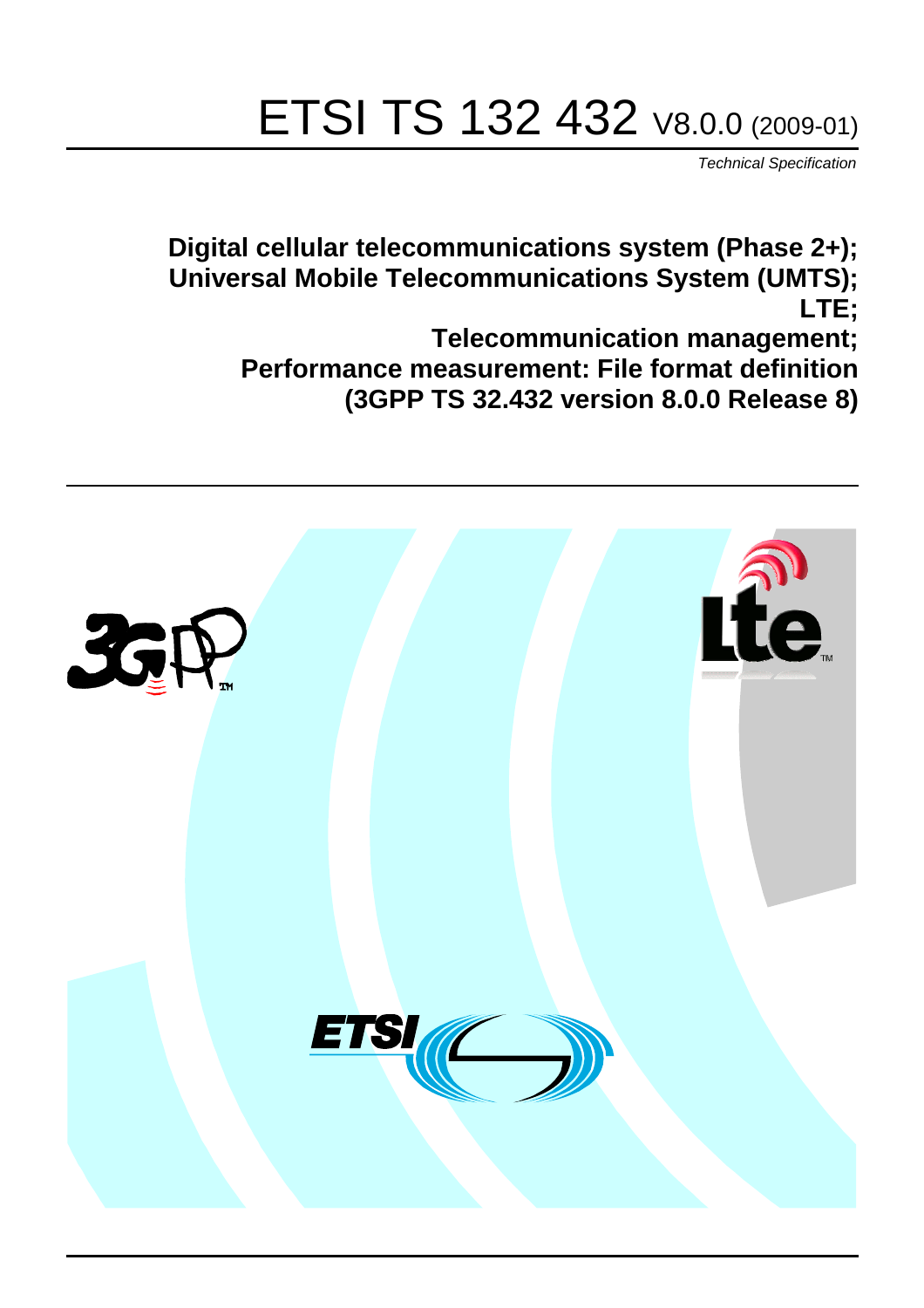# ETSI TS 132 432 V8.0.0 (2009-01)

*Technical Specification*

**Digital cellular telecommunications system (Phase 2+);**
**Universal Mobile Telecommunications System (UMTS);**
**LTE;**
**Telecommunication management;**
**Performance measurement: File format definition**
**(3GPP TS 32.432 version 8.0.0 Release 8)**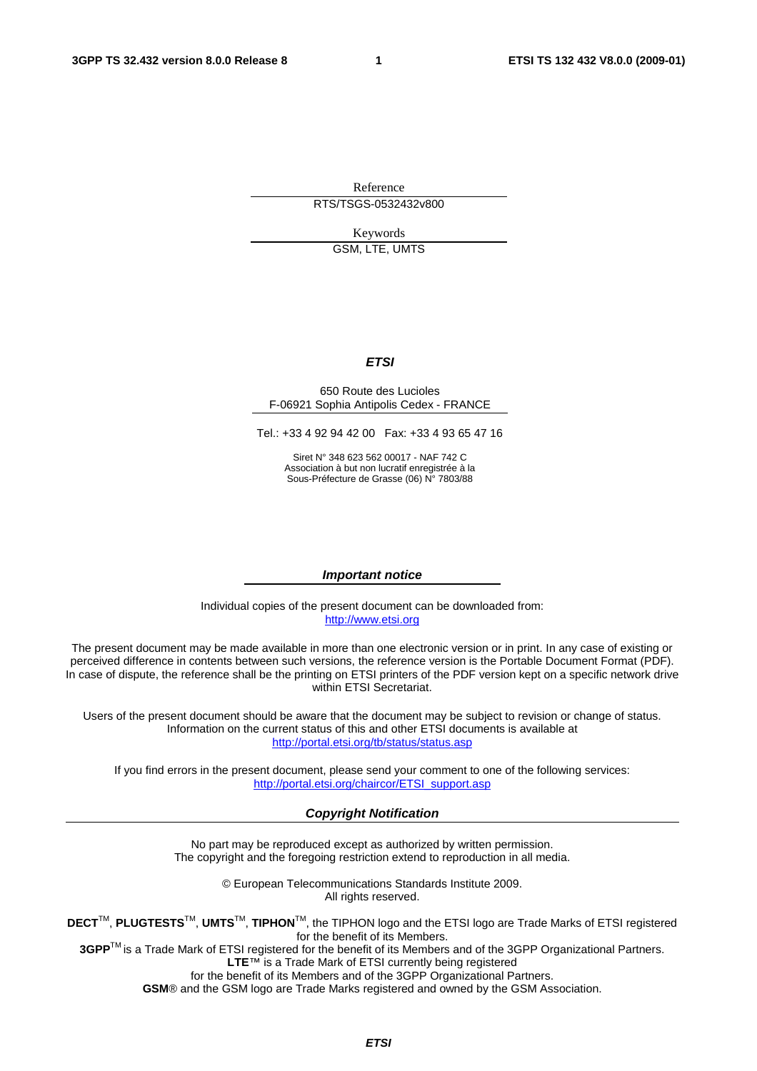Reference

RTS/TSGS-0532432v800

Keywords

GSM, LTE, UMTS

***ETSI***

650 Route des Lucioles
F-06921 Sophia Antipolis Cedex - FRANCE

Tel.: +33 4 92 94 42 00 Fax: +33 4 93 65 47 16

Siret N° 348 623 562 00017 - NAF 742 C
Association à but non lucratif enregistrée à la
Sous-Préfecture de Grasse (06) N° 7803/88

***Important notice***

Individual copies of the present document can be downloaded from:
http://www.etsi.org

The present document may be made available in more than one electronic version or in print. In any case of existing or perceived difference in contents between such versions, the reference version is the Portable Document Format (PDF). In case of dispute, the reference shall be the printing on ETSI printers of the PDF version kept on a specific network drive within ETSI Secretariat.

Users of the present document should be aware that the document may be subject to revision or change of status. Information on the current status of this and other ETSI documents is available at
http://portal.etsi.org/tb/status/status.asp

If you find errors in the present document, please send your comment to one of the following services:
http://portal.etsi.org/chaircor/ETSI_support.asp

***Copyright Notification***

No part may be reproduced except as authorized by written permission.
The copyright and the foregoing restriction extend to reproduction in all media.

© European Telecommunications Standards Institute 2009.
All rights reserved.

**DECT**™, **PLUGTESTS**™, **UMTS**™, **TIPHON**™, the TIPHON logo and the ETSI logo are Trade Marks of ETSI registered for the benefit of its Members.
**3GPP**™ is a Trade Mark of ETSI registered for the benefit of its Members and of the 3GPP Organizational Partners.
**LTE**™ is a Trade Mark of ETSI currently being registered
for the benefit of its Members and of the 3GPP Organizational Partners.
**GSM**® and the GSM logo are Trade Marks registered and owned by the GSM Association.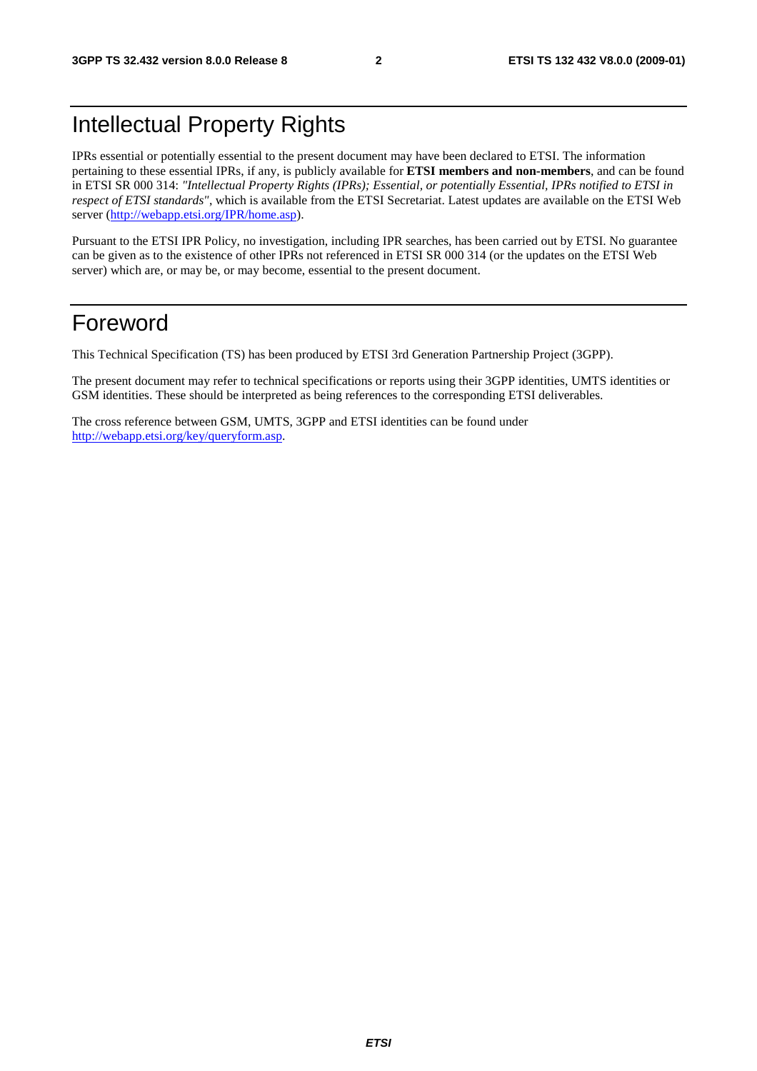# Intellectual Property Rights

IPRs essential or potentially essential to the present document may have been declared to ETSI. The information pertaining to these essential IPRs, if any, is publicly available for **ETSI members and non-members**, and can be found in ETSI SR 000 314: *"Intellectual Property Rights (IPRs); Essential, or potentially Essential, IPRs notified to ETSI in respect of ETSI standards"*, which is available from the ETSI Secretariat. Latest updates are available on the ETSI Web server (http://webapp.etsi.org/IPR/home.asp).

Pursuant to the ETSI IPR Policy, no investigation, including IPR searches, has been carried out by ETSI. No guarantee can be given as to the existence of other IPRs not referenced in ETSI SR 000 314 (or the updates on the ETSI Web server) which are, or may be, or may become, essential to the present document.

# Foreword

This Technical Specification (TS) has been produced by ETSI 3rd Generation Partnership Project (3GPP).

The present document may refer to technical specifications or reports using their 3GPP identities, UMTS identities or GSM identities. These should be interpreted as being references to the corresponding ETSI deliverables.

The cross reference between GSM, UMTS, 3GPP and ETSI identities can be found under http://webapp.etsi.org/key/queryform.asp.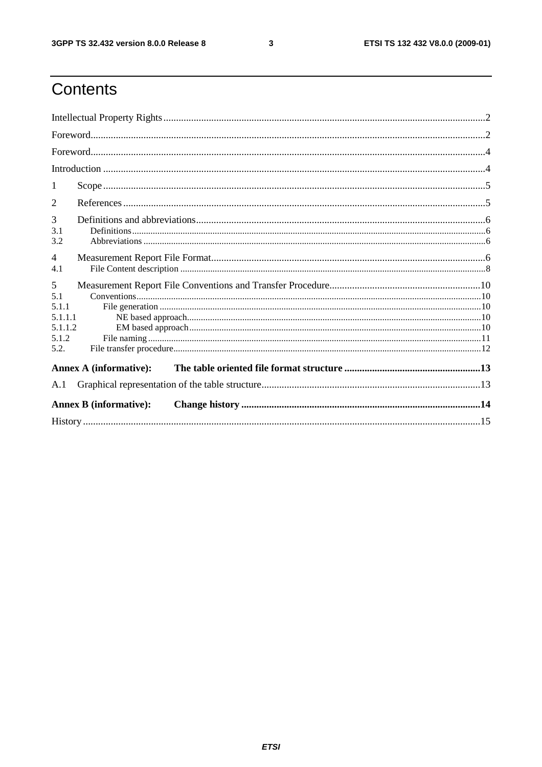# Contents

Intellectual Property Rights ....... 2

Foreword ....... 2

Foreword ....... 4

Introduction ....... 4

1 Scope ....... 5

2 References ....... 5

3 Definitions and abbreviations ....... 6
- 3.1 Definitions ....... 6
- 3.2 Abbreviations ....... 6

4 Measurement Report File Format ....... 6
- 4.1 File Content description ....... 8

5 Measurement Report File Conventions and Transfer Procedure ....... 10
- 5.1 Conventions ....... 10
- 5.1.1 File generation ....... 10
- 5.1.1.1 NE based approach ....... 10
- 5.1.1.2 EM based approach ....... 10
- 5.1.2 File naming ....... 11
- 5.2. File transfer procedure ....... 12

**Annex A (informative): The table oriented file format structure ....... 13**

A.1 Graphical representation of the table structure ....... 13

**Annex B (informative): Change history ....... 14**

History ....... 15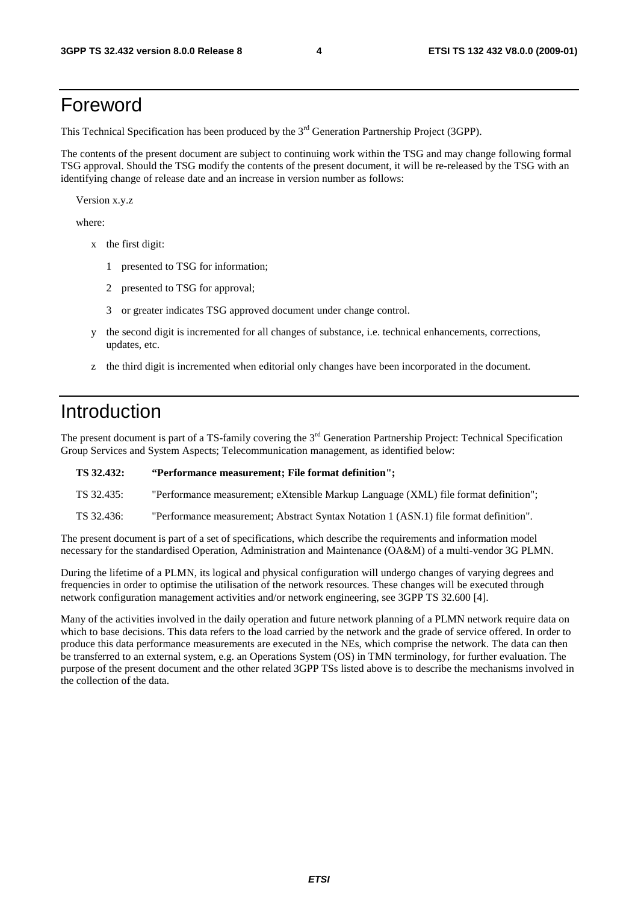# Foreword

This Technical Specification has been produced by the 3rd Generation Partnership Project (3GPP).

The contents of the present document are subject to continuing work within the TSG and may change following formal TSG approval. Should the TSG modify the contents of the present document, it will be re-released by the TSG with an identifying change of release date and an increase in version number as follows:

Version x.y.z

where:

- x the first digit:
  - 1 presented to TSG for information;
  - 2 presented to TSG for approval;
  - 3 or greater indicates TSG approved document under change control.
- y the second digit is incremented for all changes of substance, i.e. technical enhancements, corrections, updates, etc.
- z the third digit is incremented when editorial only changes have been incorporated in the document.

# Introduction

The present document is part of a TS-family covering the 3rd Generation Partnership Project: Technical Specification Group Services and System Aspects; Telecommunication management, as identified below:

**TS 32.432: "Performance measurement; File format definition";**

TS 32.435: "Performance measurement; eXtensible Markup Language (XML) file format definition";

TS 32.436: "Performance measurement; Abstract Syntax Notation 1 (ASN.1) file format definition".

The present document is part of a set of specifications, which describe the requirements and information model necessary for the standardised Operation, Administration and Maintenance (OA&M) of a multi-vendor 3G PLMN.

During the lifetime of a PLMN, its logical and physical configuration will undergo changes of varying degrees and frequencies in order to optimise the utilisation of the network resources. These changes will be executed through network configuration management activities and/or network engineering, see 3GPP TS 32.600 [4].

Many of the activities involved in the daily operation and future network planning of a PLMN network require data on which to base decisions. This data refers to the load carried by the network and the grade of service offered. In order to produce this data performance measurements are executed in the NEs, which comprise the network. The data can then be transferred to an external system, e.g. an Operations System (OS) in TMN terminology, for further evaluation. The purpose of the present document and the other related 3GPP TSs listed above is to describe the mechanisms involved in the collection of the data.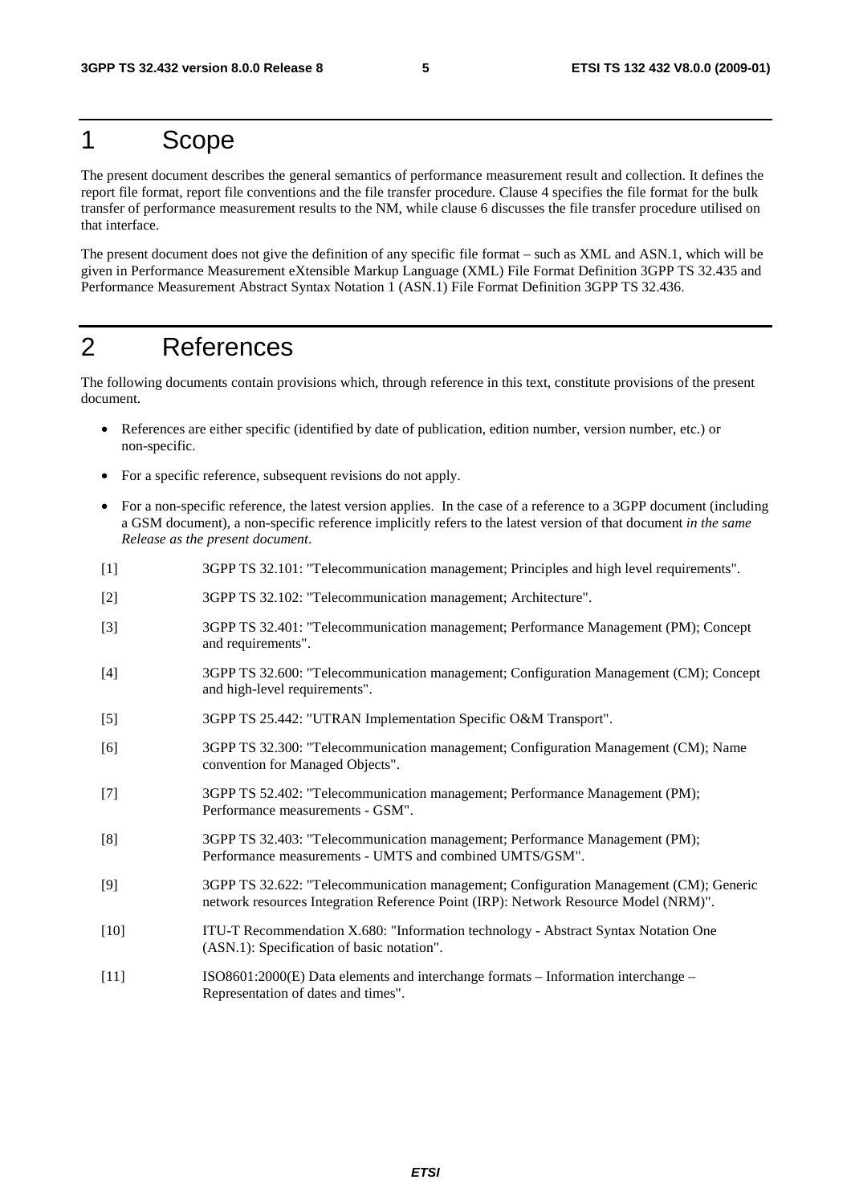# 1 Scope

The present document describes the general semantics of performance measurement result and collection. It defines the report file format, report file conventions and the file transfer procedure. Clause 4 specifies the file format for the bulk transfer of performance measurement results to the NM, while clause 6 discusses the file transfer procedure utilised on that interface.

The present document does not give the definition of any specific file format – such as XML and ASN.1, which will be given in Performance Measurement eXtensible Markup Language (XML) File Format Definition 3GPP TS 32.435 and Performance Measurement Abstract Syntax Notation 1 (ASN.1) File Format Definition 3GPP TS 32.436.

# 2 References

The following documents contain provisions which, through reference in this text, constitute provisions of the present document.

- References are either specific (identified by date of publication, edition number, version number, etc.) or non-specific.
- For a specific reference, subsequent revisions do not apply.
- For a non-specific reference, the latest version applies. In the case of a reference to a 3GPP document (including a GSM document), a non-specific reference implicitly refers to the latest version of that document *in the same Release as the present document*.

[1] 3GPP TS 32.101: "Telecommunication management; Principles and high level requirements".

[2] 3GPP TS 32.102: "Telecommunication management; Architecture".

[3] 3GPP TS 32.401: "Telecommunication management; Performance Management (PM); Concept and requirements".

[4] 3GPP TS 32.600: "Telecommunication management; Configuration Management (CM); Concept and high-level requirements".

[5] 3GPP TS 25.442: "UTRAN Implementation Specific O&M Transport".

[6] 3GPP TS 32.300: "Telecommunication management; Configuration Management (CM); Name convention for Managed Objects".

[7] 3GPP TS 52.402: "Telecommunication management; Performance Management (PM); Performance measurements - GSM".

[8] 3GPP TS 32.403: "Telecommunication management; Performance Management (PM); Performance measurements - UMTS and combined UMTS/GSM".

[9] 3GPP TS 32.622: "Telecommunication management; Configuration Management (CM); Generic network resources Integration Reference Point (IRP): Network Resource Model (NRM)".

[10] ITU-T Recommendation X.680: "Information technology - Abstract Syntax Notation One (ASN.1): Specification of basic notation".

[11] ISO8601:2000(E) Data elements and interchange formats – Information interchange – Representation of dates and times".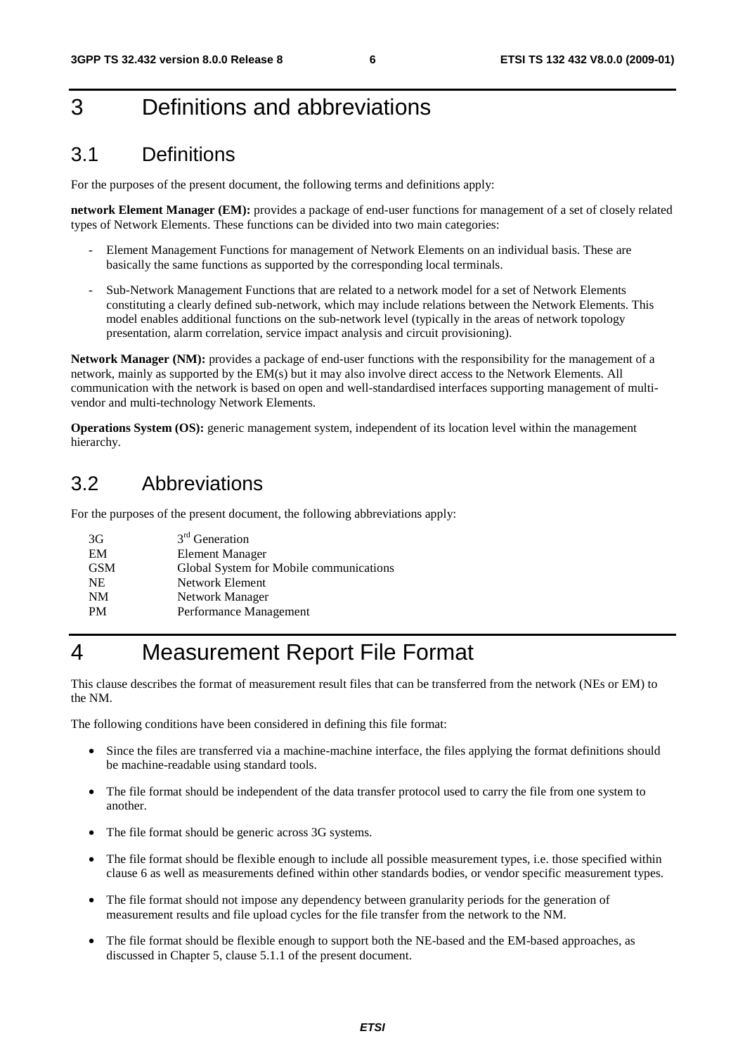# 3 Definitions and abbreviations

## 3.1 Definitions

For the purposes of the present document, the following terms and definitions apply:

**network Element Manager (EM):** provides a package of end-user functions for management of a set of closely related types of Network Elements. These functions can be divided into two main categories:

- Element Management Functions for management of Network Elements on an individual basis. These are basically the same functions as supported by the corresponding local terminals.
- Sub-Network Management Functions that are related to a network model for a set of Network Elements constituting a clearly defined sub-network, which may include relations between the Network Elements. This model enables additional functions on the sub-network level (typically in the areas of network topology presentation, alarm correlation, service impact analysis and circuit provisioning).

**Network Manager (NM):** provides a package of end-user functions with the responsibility for the management of a network, mainly as supported by the EM(s) but it may also involve direct access to the Network Elements. All communication with the network is based on open and well-standardised interfaces supporting management of multi-vendor and multi-technology Network Elements.

**Operations System (OS):** generic management system, independent of its location level within the management hierarchy.

## 3.2 Abbreviations

For the purposes of the present document, the following abbreviations apply:

| | |
|---|---|
| 3G | 3rd Generation |
| EM | Element Manager |
| GSM | Global System for Mobile communications |
| NE | Network Element |
| NM | Network Manager |
| PM | Performance Management |

# 4 Measurement Report File Format

This clause describes the format of measurement result files that can be transferred from the network (NEs or EM) to the NM.

The following conditions have been considered in defining this file format:

- Since the files are transferred via a machine-machine interface, the files applying the format definitions should be machine-readable using standard tools.
- The file format should be independent of the data transfer protocol used to carry the file from one system to another.
- The file format should be generic across 3G systems.
- The file format should be flexible enough to include all possible measurement types, i.e. those specified within clause 6 as well as measurements defined within other standards bodies, or vendor specific measurement types.
- The file format should not impose any dependency between granularity periods for the generation of measurement results and file upload cycles for the file transfer from the network to the NM.
- The file format should be flexible enough to support both the NE-based and the EM-based approaches, as discussed in Chapter 5, clause 5.1.1 of the present document.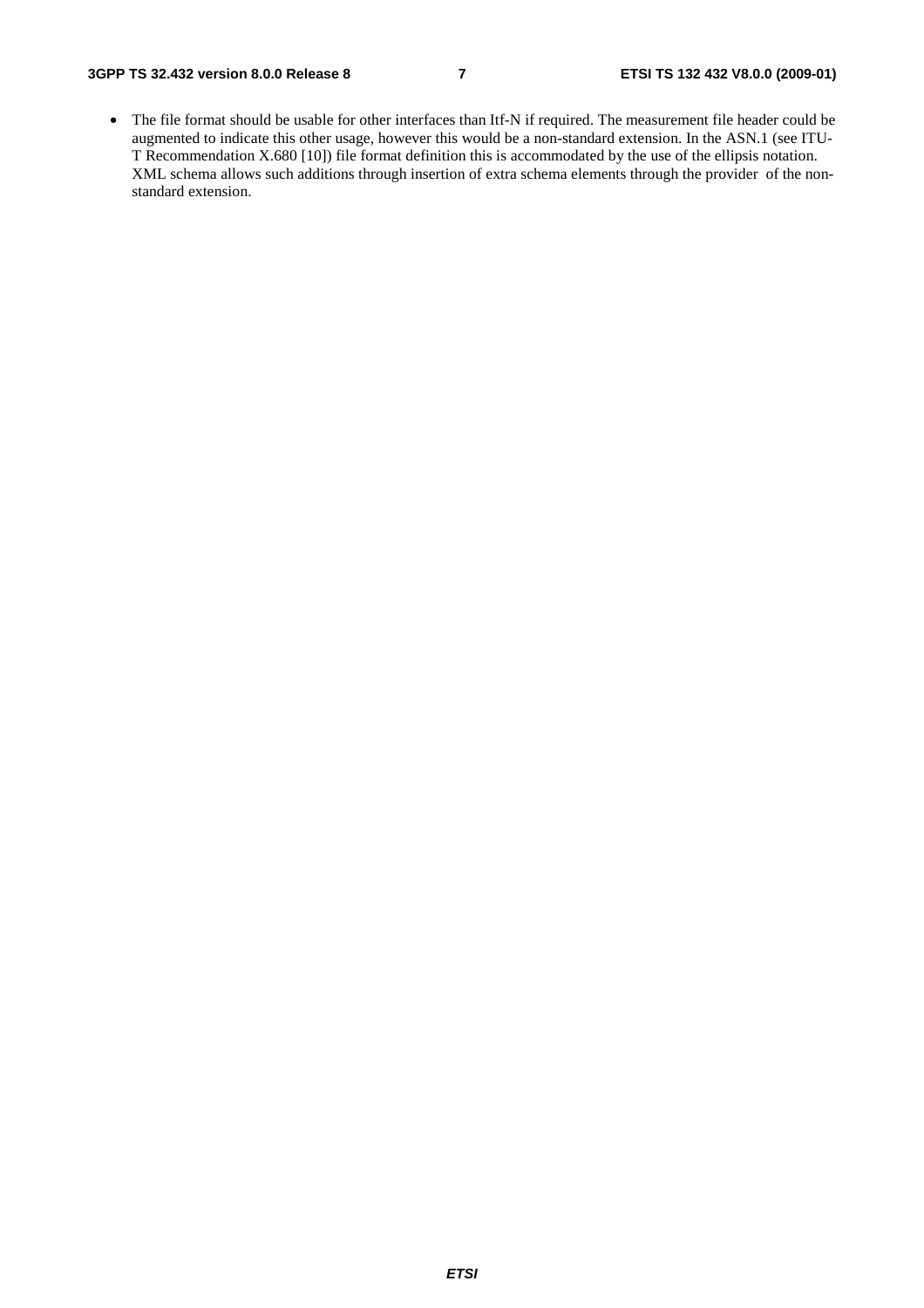- The file format should be usable for other interfaces than Itf-N if required. The measurement file header could be augmented to indicate this other usage, however this would be a non-standard extension. In the ASN.1 (see ITU-T Recommendation X.680 [10]) file format definition this is accommodated by the use of the ellipsis notation. XML schema allows such additions through insertion of extra schema elements through the provider of the non-standard extension.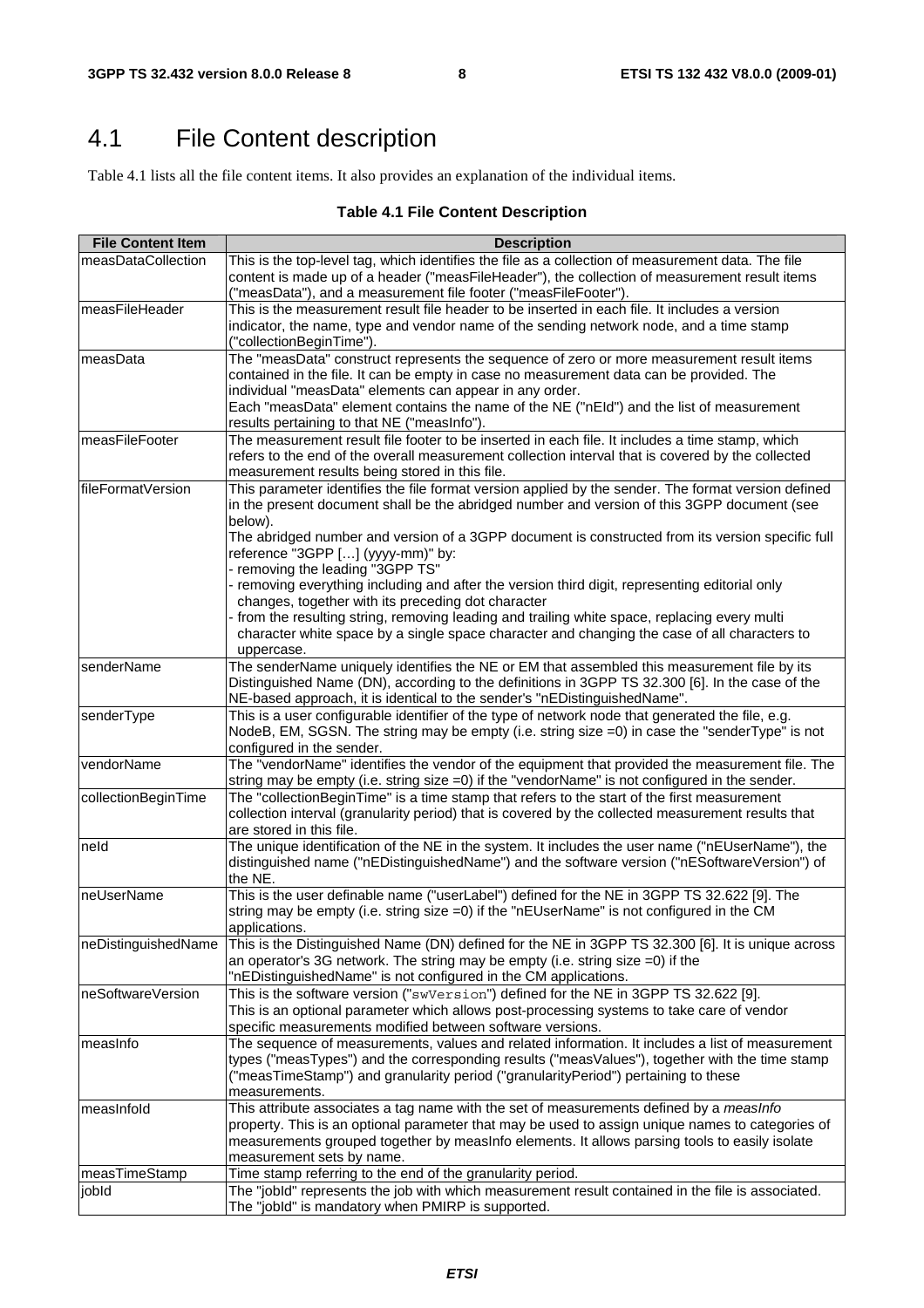# 4.1 File Content description

Table 4.1 lists all the file content items. It also provides an explanation of the individual items.

**Table 4.1 File Content Description**

| File Content Item | Description |
|---|---|
| measDataCollection | This is the top-level tag, which identifies the file as a collection of measurement data. The file content is made up of a header ("measFileHeader"), the collection of measurement result items ("measData"), and a measurement file footer ("measFileFooter"). |
| measFileHeader | This is the measurement result file header to be inserted in each file. It includes a version indicator, the name, type and vendor name of the sending network node, and a time stamp ("collectionBeginTime"). |
| measData | The "measData" construct represents the sequence of zero or more measurement result items contained in the file. It can be empty in case no measurement data can be provided. The individual "measData" elements can appear in any order.<br>Each "measData" element contains the name of the NE ("nEId") and the list of measurement results pertaining to that NE ("measInfo"). |
| measFileFooter | The measurement result file footer to be inserted in each file. It includes a time stamp, which refers to the end of the overall measurement collection interval that is covered by the collected measurement results being stored in this file. |
| fileFormatVersion | This parameter identifies the file format version applied by the sender. The format version defined in the present document shall be the abridged number and version of this 3GPP document (see below).<br>The abridged number and version of a 3GPP document is constructed from its version specific full reference "3GPP […] (yyyy-mm)" by:<br>- removing the leading "3GPP TS"<br>- removing everything including and after the version third digit, representing editorial only changes, together with its preceding dot character<br>- from the resulting string, removing leading and trailing white space, replacing every multi character white space by a single space character and changing the case of all characters to uppercase. |
| senderName | The senderName uniquely identifies the NE or EM that assembled this measurement file by its Distinguished Name (DN), according to the definitions in 3GPP TS 32.300 [6]. In the case of the NE-based approach, it is identical to the sender's "nEDistinguishedName". |
| senderType | This is a user configurable identifier of the type of network node that generated the file, e.g. NodeB, EM, SGSN. The string may be empty (i.e. string size =0) in case the "senderType" is not configured in the sender. |
| vendorName | The "vendorName" identifies the vendor of the equipment that provided the measurement file. The string may be empty (i.e. string size =0) if the "vendorName" is not configured in the sender. |
| collectionBeginTime | The "collectionBeginTime" is a time stamp that refers to the start of the first measurement collection interval (granularity period) that is covered by the collected measurement results that are stored in this file. |
| neId | The unique identification of the NE in the system. It includes the user name ("nEUserName"), the distinguished name ("nEDistinguishedName") and the software version ("nESoftwareVersion") of the NE. |
| neUserName | This is the user definable name ("userLabel") defined for the NE in 3GPP TS 32.622 [9]. The string may be empty (i.e. string size =0) if the "nEUserName" is not configured in the CM applications. |
| neDistinguishedName | This is the Distinguished Name (DN) defined for the NE in 3GPP TS 32.300 [6]. It is unique across an operator's 3G network. The string may be empty (i.e. string size =0) if the "nEDistinguishedName" is not configured in the CM applications. |
| neSoftwareVersion | This is the software version ("swVersion") defined for the NE in 3GPP TS 32.622 [9].<br>This is an optional parameter which allows post-processing systems to take care of vendor specific measurements modified between software versions. |
| measInfo | The sequence of measurements, values and related information. It includes a list of measurement types ("measTypes") and the corresponding results ("measValues"), together with the time stamp ("measTimeStamp") and granularity period ("granularityPeriod") pertaining to these measurements. |
| measInfoId | This attribute associates a tag name with the set of measurements defined by a *measInfo* property. This is an optional parameter that may be used to assign unique names to categories of measurements grouped together by measInfo elements. It allows parsing tools to easily isolate measurement sets by name. |
| measTimeStamp | Time stamp referring to the end of the granularity period. |
| jobId | The "jobId" represents the job with which measurement result contained in the file is associated. The "jobId" is mandatory when PMIRP is supported. |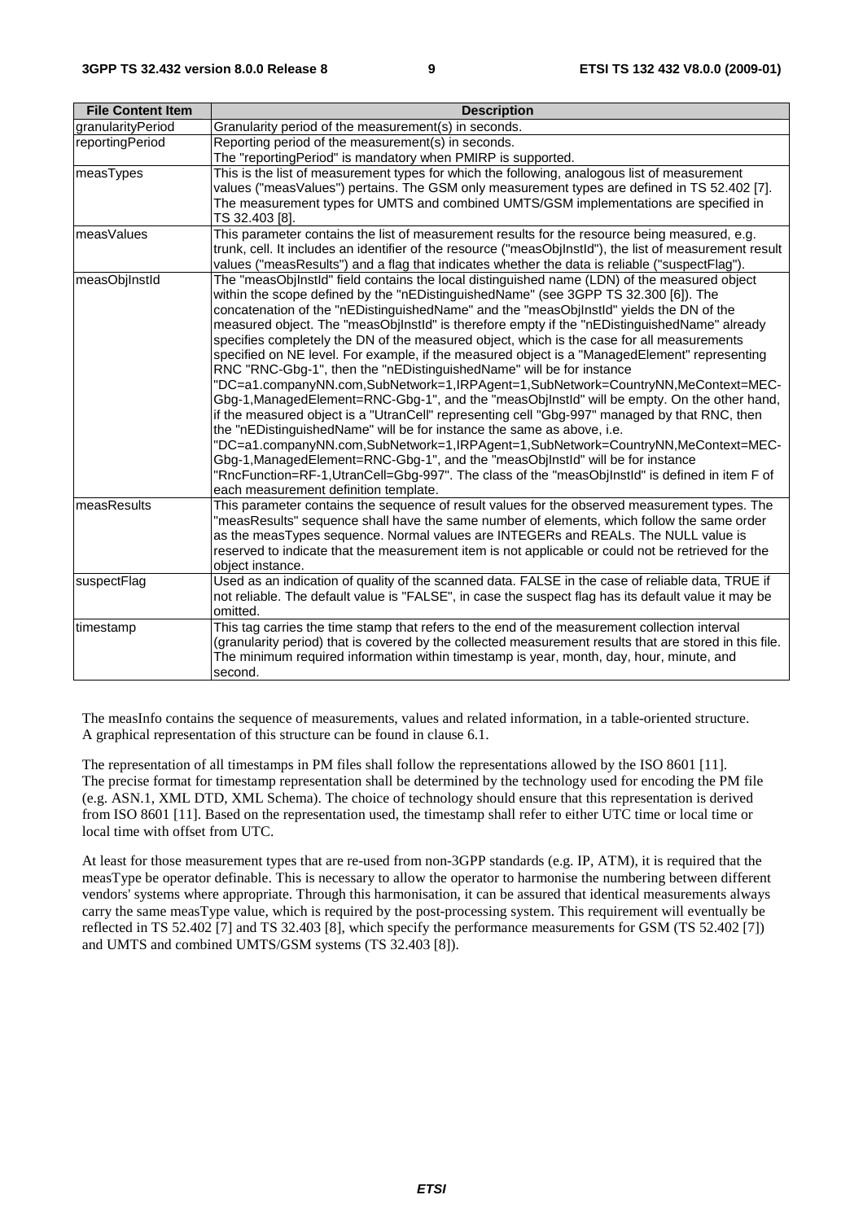| File Content Item | Description |
|---|---|
| granularityPeriod | Granularity period of the measurement(s) in seconds. |
| reportingPeriod | Reporting period of the measurement(s) in seconds. The "reportingPeriod" is mandatory when PMIRP is supported. |
| measTypes | This is the list of measurement types for which the following, analogous list of measurement values ("measValues") pertains. The GSM only measurement types are defined in TS 52.402 [7]. The measurement types for UMTS and combined UMTS/GSM implementations are specified in TS 32.403 [8]. |
| measValues | This parameter contains the list of measurement results for the resource being measured, e.g. trunk, cell. It includes an identifier of the resource ("measObjInstId"), the list of measurement result values ("measResults") and a flag that indicates whether the data is reliable ("suspectFlag"). |
| measObjInstId | The "measObjInstId" field contains the local distinguished name (LDN) of the measured object within the scope defined by the "nEDistinguishedName" (see 3GPP TS 32.300 [6]). The concatenation of the "nEDistinguishedName" and the "measObjInstId" yields the DN of the measured object. The "measObjInstId" is therefore empty if the "nEDistinguishedName" already specifies completely the DN of the measured object, which is the case for all measurements specified on NE level. For example, if the measured object is a "ManagedElement" representing RNC "RNC-Gbg-1", then the "nEDistinguishedName" will be for instance "DC=a1.companyNN.com,SubNetwork=1,IRPAgent=1,SubNetwork=CountryNN,MeContext=MEC-Gbg-1,ManagedElement=RNC-Gbg-1", and the "measObjInstId" will be empty. On the other hand, if the measured object is a "UtranCell" representing cell "Gbg-997" managed by that RNC, then the "nEDistinguishedName" will be for instance the same as above, i.e. "DC=a1.companyNN.com,SubNetwork=1,IRPAgent=1,SubNetwork=CountryNN,MeContext=MEC-Gbg-1,ManagedElement=RNC-Gbg-1" and the "measObjInstId" will be for instance "RncFunction=RF-1,UtranCell=Gbg-997". The class of the "measObjInstId" is defined in item F of each measurement definition template. |
| measResults | This parameter contains the sequence of result values for the observed measurement types. The "measResults" sequence shall have the same number of elements, which follow the same order as the measTypes sequence. Normal values are INTEGERs and REALs. The NULL value is reserved to indicate that the measurement item is not applicable or could not be retrieved for the object instance. |
| suspectFlag | Used as an indication of quality of the scanned data. FALSE in the case of reliable data, TRUE if not reliable. The default value is "FALSE", in case the suspect flag has its default value it may be omitted. |
| timestamp | This tag carries the time stamp that refers to the end of the measurement collection interval (granularity period) that is covered by the collected measurement results that are stored in this file. The minimum required information within timestamp is year, month, day, hour, minute, and second. |

The measInfo contains the sequence of measurements, values and related information, in a table-oriented structure. A graphical representation of this structure can be found in clause 6.1.

The representation of all timestamps in PM files shall follow the representations allowed by the ISO 8601 [11]. The precise format for timestamp representation shall be determined by the technology used for encoding the PM file (e.g. ASN.1, XML DTD, XML Schema). The choice of technology should ensure that this representation is derived from ISO 8601 [11]. Based on the representation used, the timestamp shall refer to either UTC time or local time or local time with offset from UTC.

At least for those measurement types that are re-used from non-3GPP standards (e.g. IP, ATM), it is required that the measType be operator definable. This is necessary to allow the operator to harmonise the numbering between different vendors' systems where appropriate. Through this harmonisation, it can be assured that identical measurements always carry the same measType value, which is required by the post-processing system. This requirement will eventually be reflected in TS 52.402 [7] and TS 32.403 [8], which specify the performance measurements for GSM (TS 52.402 [7]) and UMTS and combined UMTS/GSM systems (TS 32.403 [8]).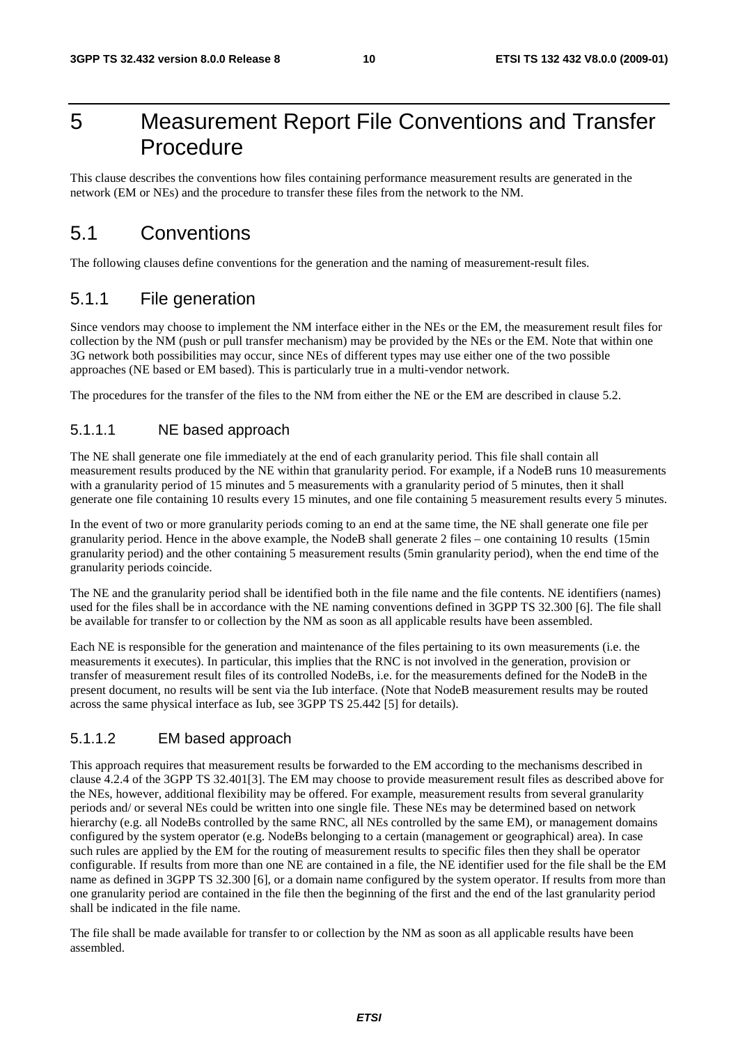# 5 Measurement Report File Conventions and Transfer Procedure

This clause describes the conventions how files containing performance measurement results are generated in the network (EM or NEs) and the procedure to transfer these files from the network to the NM.

## 5.1 Conventions

The following clauses define conventions for the generation and the naming of measurement-result files.

### 5.1.1 File generation

Since vendors may choose to implement the NM interface either in the NEs or the EM, the measurement result files for collection by the NM (push or pull transfer mechanism) may be provided by the NEs or the EM. Note that within one 3G network both possibilities may occur, since NEs of different types may use either one of the two possible approaches (NE based or EM based). This is particularly true in a multi-vendor network.

The procedures for the transfer of the files to the NM from either the NE or the EM are described in clause 5.2.

#### 5.1.1.1 NE based approach

The NE shall generate one file immediately at the end of each granularity period. This file shall contain all measurement results produced by the NE within that granularity period. For example, if a NodeB runs 10 measurements with a granularity period of 15 minutes and 5 measurements with a granularity period of 5 minutes, then it shall generate one file containing 10 results every 15 minutes, and one file containing 5 measurement results every 5 minutes.

In the event of two or more granularity periods coming to an end at the same time, the NE shall generate one file per granularity period. Hence in the above example, the NodeB shall generate 2 files – one containing 10 results (15min granularity period) and the other containing 5 measurement results (5min granularity period), when the end time of the granularity periods coincide.

The NE and the granularity period shall be identified both in the file name and the file contents. NE identifiers (names) used for the files shall be in accordance with the NE naming conventions defined in 3GPP TS 32.300 [6]. The file shall be available for transfer to or collection by the NM as soon as all applicable results have been assembled.

Each NE is responsible for the generation and maintenance of the files pertaining to its own measurements (i.e. the measurements it executes). In particular, this implies that the RNC is not involved in the generation, provision or transfer of measurement result files of its controlled NodeBs, i.e. for the measurements defined for the NodeB in the present document, no results will be sent via the Iub interface. (Note that NodeB measurement results may be routed across the same physical interface as Iub, see 3GPP TS 25.442 [5] for details).

#### 5.1.1.2 EM based approach

This approach requires that measurement results be forwarded to the EM according to the mechanisms described in clause 4.2.4 of the 3GPP TS 32.401[3]. The EM may choose to provide measurement result files as described above for the NEs, however, additional flexibility may be offered. For example, measurement results from several granularity periods and/ or several NEs could be written into one single file. These NEs may be determined based on network hierarchy (e.g. all NodeBs controlled by the same RNC, all NEs controlled by the same EM), or management domains configured by the system operator (e.g. NodeBs belonging to a certain (management or geographical) area). In case such rules are applied by the EM for the routing of measurement results to specific files then they shall be operator configurable. If results from more than one NE are contained in a file, the NE identifier used for the file shall be the EM name as defined in 3GPP TS 32.300 [6], or a domain name configured by the system operator. If results from more than one granularity period are contained in the file then the beginning of the first and the end of the last granularity period shall be indicated in the file name.

The file shall be made available for transfer to or collection by the NM as soon as all applicable results have been assembled.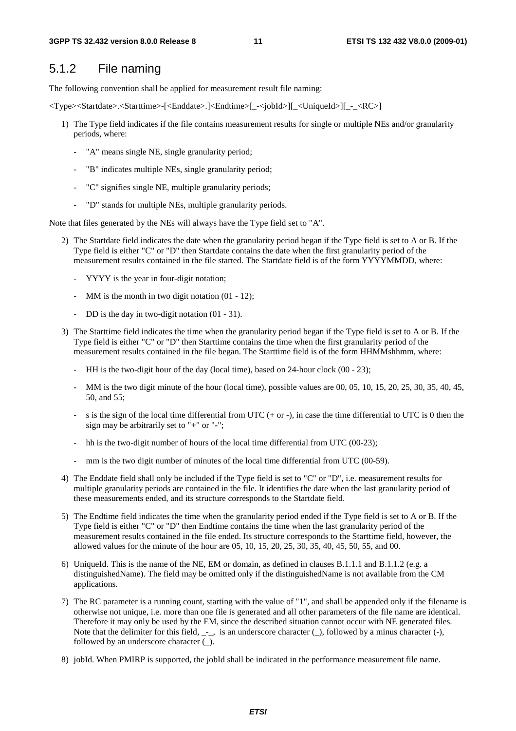### 5.1.2 File naming

The following convention shall be applied for measurement result file naming:

<Type><Startdate>.<Starttime>-[<Enddate>.]<Endtime>[_-<jobId>][_<UniqueId>][_-_<RC>]

1) The Type field indicates if the file contains measurement results for single or multiple NEs and/or granularity periods, where:
   - "A" means single NE, single granularity period;
   - "B" indicates multiple NEs, single granularity period;
   - "C" signifies single NE, multiple granularity periods;
   - "D" stands for multiple NEs, multiple granularity periods.

Note that files generated by the NEs will always have the Type field set to "A".

2) The Startdate field indicates the date when the granularity period began if the Type field is set to A or B. If the Type field is either "C" or "D" then Startdate contains the date when the first granularity period of the measurement results contained in the file started. The Startdate field is of the form YYYYMMDD, where:
   - YYYY is the year in four-digit notation;
   - MM is the month in two digit notation (01 - 12);
   - DD is the day in two-digit notation (01 - 31).

3) The Starttime field indicates the time when the granularity period began if the Type field is set to A or B. If the Type field is either "C" or "D" then Starttime contains the time when the first granularity period of the measurement results contained in the file began. The Starttime field is of the form HHMMshhmm, where:
   - HH is the two-digit hour of the day (local time), based on 24-hour clock (00 - 23);
   - MM is the two digit minute of the hour (local time), possible values are 00, 05, 10, 15, 20, 25, 30, 35, 40, 45, 50, and 55;
   - s is the sign of the local time differential from UTC (+ or -), in case the time differential to UTC is 0 then the sign may be arbitrarily set to "+" or "-";
   - hh is the two-digit number of hours of the local time differential from UTC (00-23);
   - mm is the two digit number of minutes of the local time differential from UTC (00-59).

4) The Enddate field shall only be included if the Type field is set to "C" or "D", i.e. measurement results for multiple granularity periods are contained in the file. It identifies the date when the last granularity period of these measurements ended, and its structure corresponds to the Startdate field.

5) The Endtime field indicates the time when the granularity period ended if the Type field is set to A or B. If the Type field is either "C" or "D" then Endtime contains the time when the last granularity period of the measurement results contained in the file ended. Its structure corresponds to the Starttime field, however, the allowed values for the minute of the hour are 05, 10, 15, 20, 25, 30, 35, 40, 45, 50, 55, and 00.

6) UniqueId. This is the name of the NE, EM or domain, as defined in clauses B.1.1.1 and B.1.1.2 (e.g. a distinguishedName). The field may be omitted only if the distinguishedName is not available from the CM applications.

7) The RC parameter is a running count, starting with the value of "1", and shall be appended only if the filename is otherwise not unique, i.e. more than one file is generated and all other parameters of the file name are identical. Therefore it may only be used by the EM, since the described situation cannot occur with NE generated files. Note that the delimiter for this field, _-_, is an underscore character (_), followed by a minus character (-), followed by an underscore character (_).

8) jobId. When PMIRP is supported, the jobId shall be indicated in the performance measurement file name.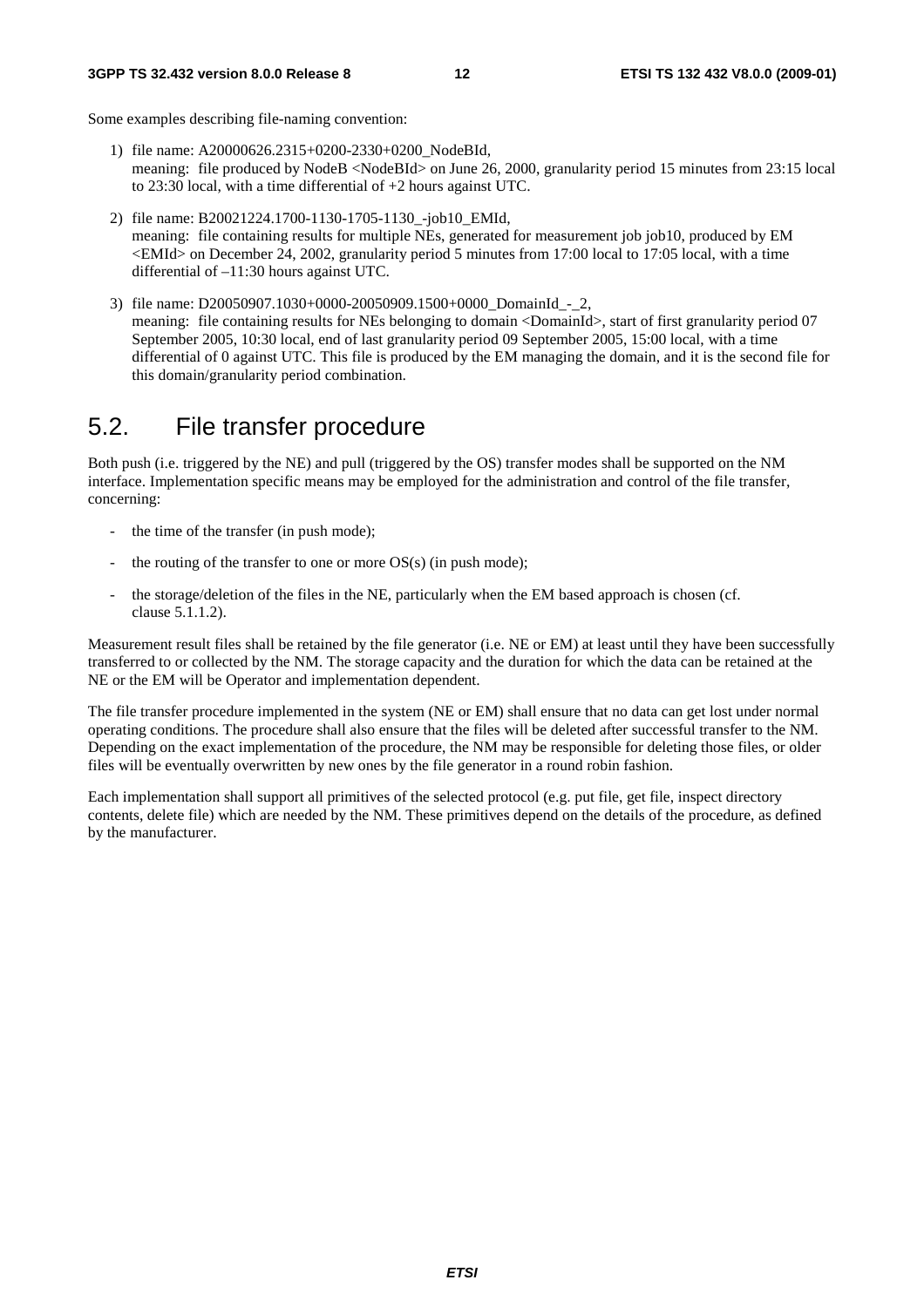Some examples describing file-naming convention:

1) file name: A20000626.2315+0200-2330+0200_NodeBId,
   meaning: file produced by NodeB <NodeBId> on June 26, 2000, granularity period 15 minutes from 23:15 local to 23:30 local, with a time differential of +2 hours against UTC.

2) file name: B20021224.1700-1130-1705-1130_-job10_EMId,
   meaning: file containing results for multiple NEs, generated for measurement job job10, produced by EM <EMId> on December 24, 2002, granularity period 5 minutes from 17:00 local to 17:05 local, with a time differential of –11:30 hours against UTC.

3) file name: D20050907.1030+0000-20050909.1500+0000_DomainId_-_2,
   meaning: file containing results for NEs belonging to domain <DomainId>, start of first granularity period 07 September 2005, 10:30 local, end of last granularity period 09 September 2005, 15:00 local, with a time differential of 0 against UTC. This file is produced by the EM managing the domain, and it is the second file for this domain/granularity period combination.

## 5.2. File transfer procedure

Both push (i.e. triggered by the NE) and pull (triggered by the OS) transfer modes shall be supported on the NM interface. Implementation specific means may be employed for the administration and control of the file transfer, concerning:

- the time of the transfer (in push mode);
- the routing of the transfer to one or more OS(s) (in push mode);
- the storage/deletion of the files in the NE, particularly when the EM based approach is chosen (cf. clause 5.1.1.2).

Measurement result files shall be retained by the file generator (i.e. NE or EM) at least until they have been successfully transferred to or collected by the NM. The storage capacity and the duration for which the data can be retained at the NE or the EM will be Operator and implementation dependent.

The file transfer procedure implemented in the system (NE or EM) shall ensure that no data can get lost under normal operating conditions. The procedure shall also ensure that the files will be deleted after successful transfer to the NM. Depending on the exact implementation of the procedure, the NM may be responsible for deleting those files, or older files will be eventually overwritten by new ones by the file generator in a round robin fashion.

Each implementation shall support all primitives of the selected protocol (e.g. put file, get file, inspect directory contents, delete file) which are needed by the NM. These primitives depend on the details of the procedure, as defined by the manufacturer.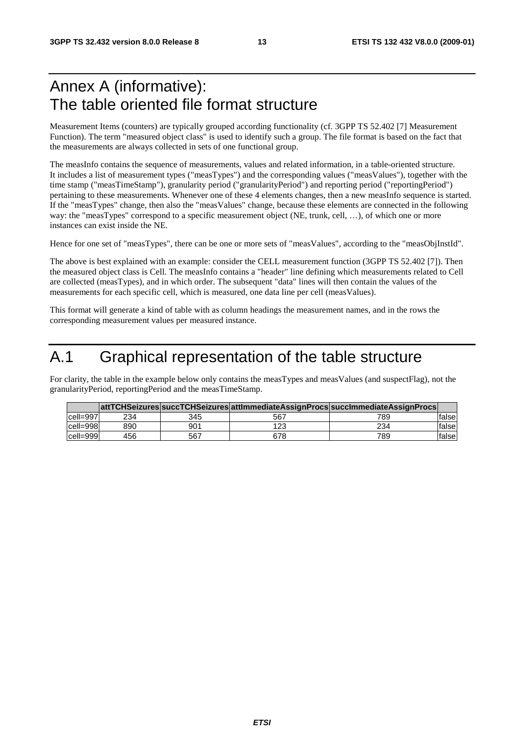# Annex A (informative): The table oriented file format structure

Measurement Items (counters) are typically grouped according functionality (cf. 3GPP TS 52.402 [7] Measurement Function). The term "measured object class" is used to identify such a group. The file format is based on the fact that the measurements are always collected in sets of one functional group.

The measInfo contains the sequence of measurements, values and related information, in a table-oriented structure. It includes a list of measurement types ("measTypes") and the corresponding values ("measValues"), together with the time stamp ("measTimeStamp"), granularity period ("granularityPeriod") and reporting period ("reportingPeriod") pertaining to these measurements. Whenever one of these 4 elements changes, then a new measInfo sequence is started. If the "measTypes" change, then also the "measValues" change, because these elements are connected in the following way: the "measTypes" correspond to a specific measurement object (NE, trunk, cell, …), of which one or more instances can exist inside the NE.

Hence for one set of "measTypes", there can be one or more sets of "measValues", according to the "measObjInstId".

The above is best explained with an example: consider the CELL measurement function (3GPP TS 52.402 [7]). Then the measured object class is Cell. The measInfo contains a "header" line defining which measurements related to Cell are collected (measTypes), and in which order. The subsequent "data" lines will then contain the values of the measurements for each specific cell, which is measured, one data line per cell (measValues).

This format will generate a kind of table with as column headings the measurement names, and in the rows the corresponding measurement values per measured instance.

# A.1 Graphical representation of the table structure

For clarity, the table in the example below only contains the measTypes and measValues (and suspectFlag), not the granularityPeriod, reportingPeriod and the measTimeStamp.

| | attTCHSeizures | succTCHSeizures | attImmediateAssignProcs | succImmediateAssignProcs | |
|---|---|---|---|---|---|
| cell=997 | 234 | 345 | 567 | 789 | false |
| cell=998 | 890 | 901 | 123 | 234 | false |
| cell=999 | 456 | 567 | 678 | 789 | false |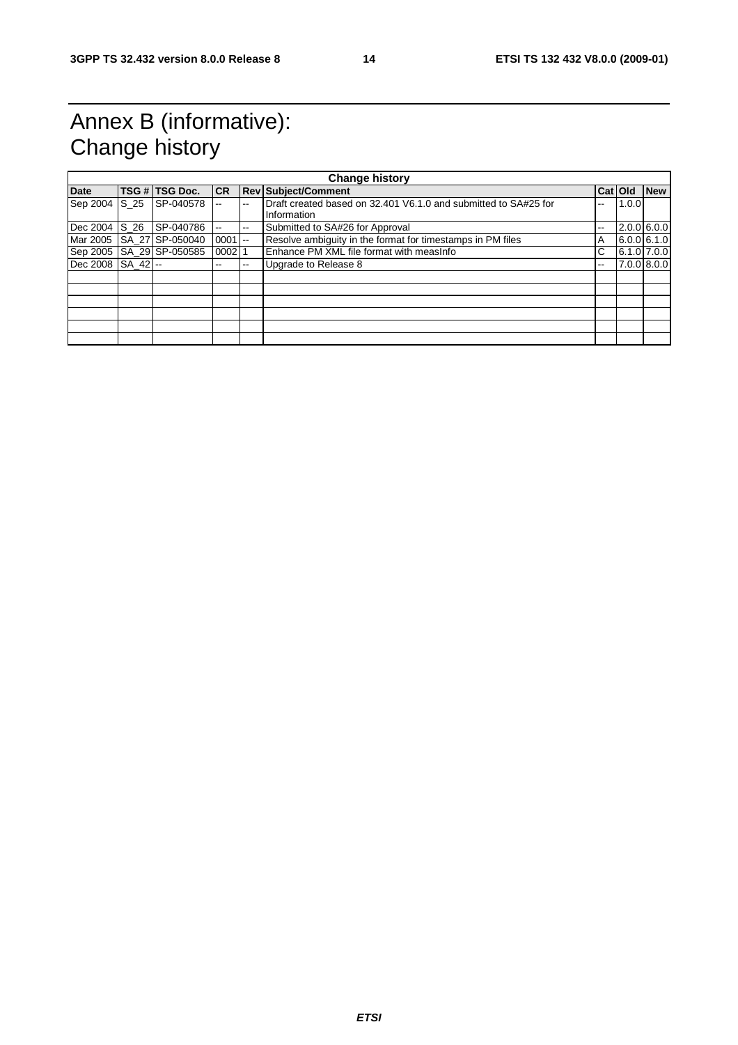# Annex B (informative): Change history

| Change history | | | | | | | | |
|---|---|---|---|---|---|---|---|---|
| **Date** | **TSG #** | **TSG Doc.** | **CR** | **Rev** | **Subject/Comment** | **Cat** | **Old** | **New** |
| Sep 2004 | S_25 | SP-040578 | -- | -- | Draft created based on 32.401 V6.1.0 and submitted to SA#25 for Information | -- | 1.0.0 | |
| Dec 2004 | S_26 | SP-040786 | -- | -- | Submitted to SA#26 for Approval | -- | 2.0.0 | 6.0.0 |
| Mar 2005 | SA_27 | SP-050040 | 0001 | -- | Resolve ambiguity in the format for timestamps in PM files | A | 6.0.0 | 6.1.0 |
| Sep 2005 | SA_29 | SP-050585 | 0002 | 1 | Enhance PM XML file format with measInfo | C | 6.1.0 | 7.0.0 |
| Dec 2008 | SA_42 | -- | -- | -- | Upgrade to Release 8 | -- | 7.0.0 | 8.0.0 |
| | | | | | | | | |
| | | | | | | | | |
| | | | | | | | | |
| | | | | | | | | |
| | | | | | | | | |
| | | | | | | | | |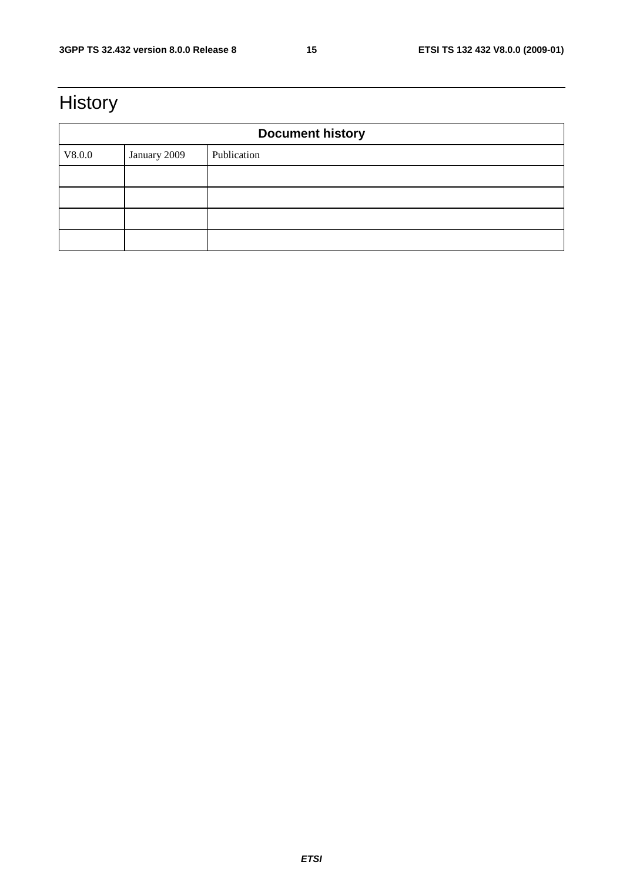# History

| Document history | | |
|---|---|---|
| V8.0.0 | January 2009 | Publication |
| | | |
| | | |
| | | |
| | | |